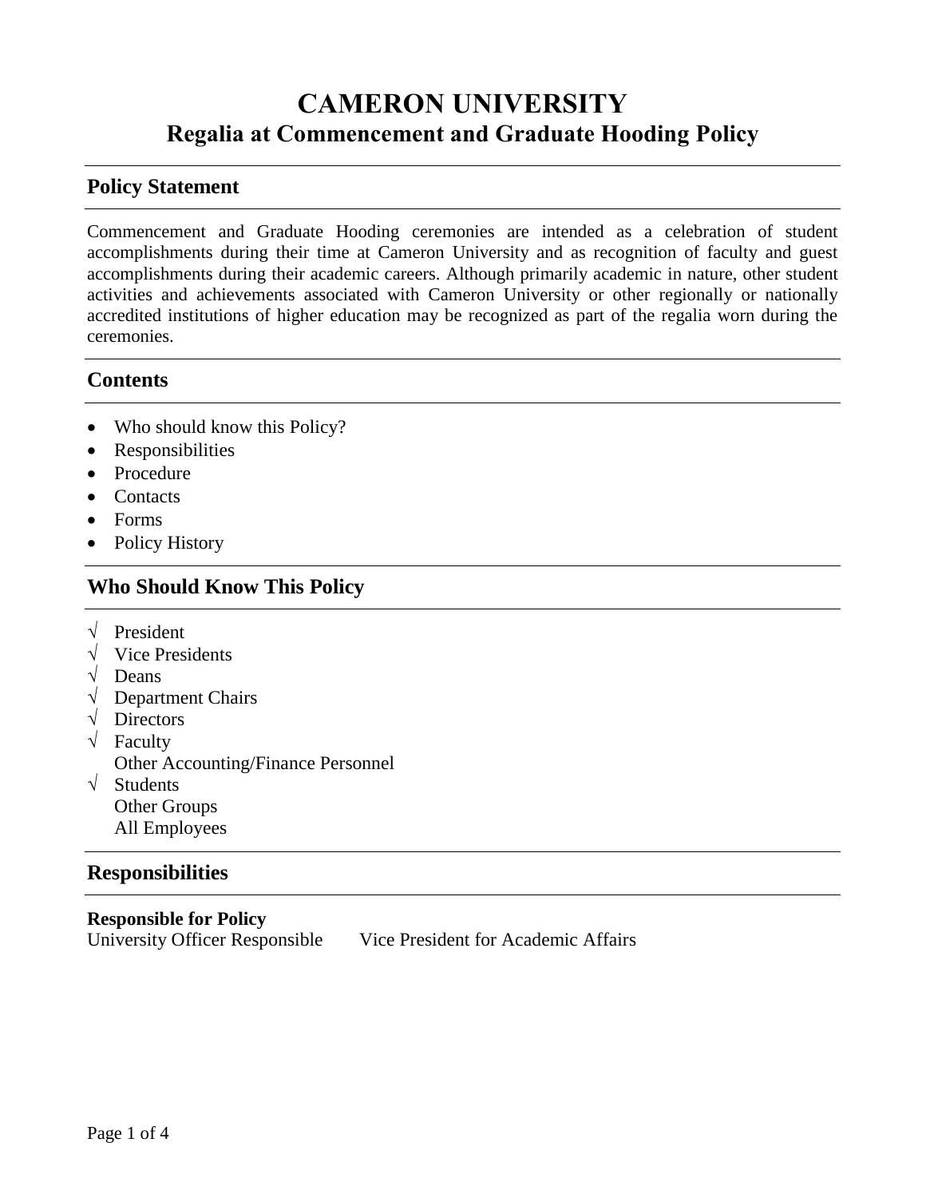# CAMERON UNIVERSITY
## Regalia at Commencement and Graduate Hooding Policy

## Policy Statement

Commencement and Graduate Hooding ceremonies are intended as a celebration of student accomplishments during their time at Cameron University and as recognition of faculty and guest accomplishments during their academic careers. Although primarily academic in nature, other student activities and achievements associated with Cameron University or other regionally or nationally accredited institutions of higher education may be recognized as part of the regalia worn during the ceremonies.

## Contents

- Who should know this Policy?
- Responsibilities
- Procedure
- Contacts
- Forms
- Policy History

## Who Should Know This Policy

√ President
√ Vice Presidents
√ Deans
√ Department Chairs
√ Directors
√ Faculty
Other Accounting/Finance Personnel
√ Students
Other Groups
All Employees

## Responsibilities

**Responsible for Policy**
University Officer Responsible Vice President for Academic Affairs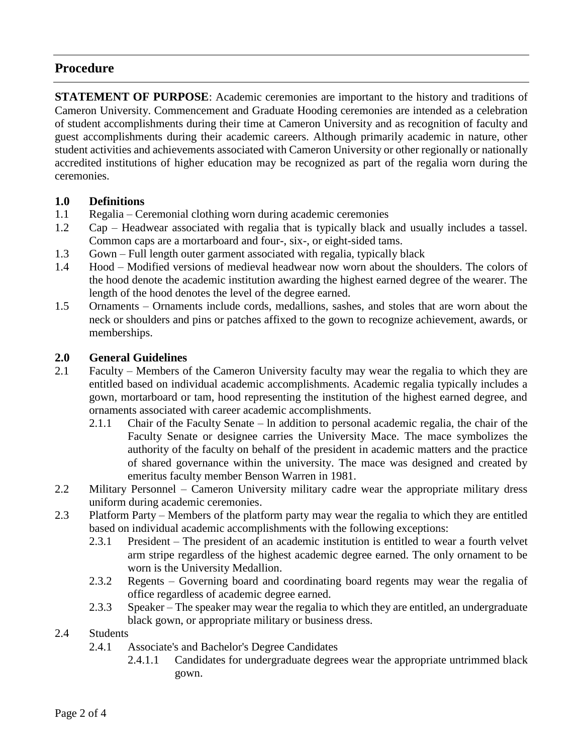## Procedure

**STATEMENT OF PURPOSE**: Academic ceremonies are important to the history and traditions of Cameron University. Commencement and Graduate Hooding ceremonies are intended as a celebration of student accomplishments during their time at Cameron University and as recognition of faculty and guest accomplishments during their academic careers. Although primarily academic in nature, other student activities and achievements associated with Cameron University or other regionally or nationally accredited institutions of higher education may be recognized as part of the regalia worn during the ceremonies.

### 1.0 Definitions

1.1 Regalia – Ceremonial clothing worn during academic ceremonies

1.2 Cap – Headwear associated with regalia that is typically black and usually includes a tassel. Common caps are a mortarboard and four-, six-, or eight-sided tams.

1.3 Gown – Full length outer garment associated with regalia, typically black

1.4 Hood – Modified versions of medieval headwear now worn about the shoulders. The colors of the hood denote the academic institution awarding the highest earned degree of the wearer. The length of the hood denotes the level of the degree earned.

1.5 Ornaments – Ornaments include cords, medallions, sashes, and stoles that are worn about the neck or shoulders and pins or patches affixed to the gown to recognize achievement, awards, or memberships.

### 2.0 General Guidelines

2.1 Faculty – Members of the Cameron University faculty may wear the regalia to which they are entitled based on individual academic accomplishments. Academic regalia typically includes a gown, mortarboard or tam, hood representing the institution of the highest earned degree, and ornaments associated with career academic accomplishments.

2.1.1 Chair of the Faculty Senate – ln addition to personal academic regalia, the chair of the Faculty Senate or designee carries the University Mace. The mace symbolizes the authority of the faculty on behalf of the president in academic matters and the practice of shared governance within the university. The mace was designed and created by emeritus faculty member Benson Warren in 1981.

2.2 Military Personnel – Cameron University military cadre wear the appropriate military dress uniform during academic ceremonies.

2.3 Platform Party – Members of the platform party may wear the regalia to which they are entitled based on individual academic accomplishments with the following exceptions:

2.3.1 President – The president of an academic institution is entitled to wear a fourth velvet arm stripe regardless of the highest academic degree earned. The only ornament to be worn is the University Medallion.

2.3.2 Regents – Governing board and coordinating board regents may wear the regalia of office regardless of academic degree earned.

2.3.3 Speaker – The speaker may wear the regalia to which they are entitled, an undergraduate black gown, or appropriate military or business dress.

2.4 Students

2.4.1 Associate's and Bachelor's Degree Candidates

2.4.1.1 Candidates for undergraduate degrees wear the appropriate untrimmed black gown.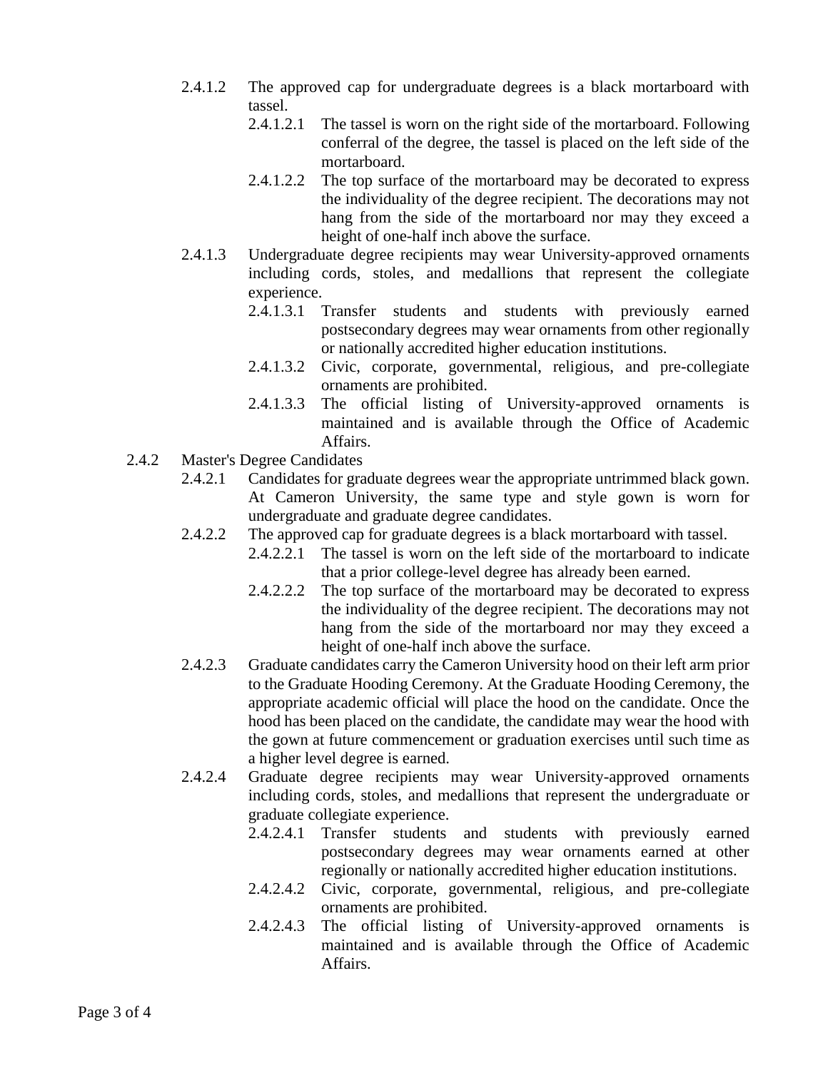2.4.1.2 The approved cap for undergraduate degrees is a black mortarboard with tassel.

2.4.1.2.1 The tassel is worn on the right side of the mortarboard. Following conferral of the degree, the tassel is placed on the left side of the mortarboard.

2.4.1.2.2 The top surface of the mortarboard may be decorated to express the individuality of the degree recipient. The decorations may not hang from the side of the mortarboard nor may they exceed a height of one-half inch above the surface.

2.4.1.3 Undergraduate degree recipients may wear University-approved ornaments including cords, stoles, and medallions that represent the collegiate experience.

2.4.1.3.1 Transfer students and students with previously earned postsecondary degrees may wear ornaments from other regionally or nationally accredited higher education institutions.

2.4.1.3.2 Civic, corporate, governmental, religious, and pre-collegiate ornaments are prohibited.

2.4.1.3.3 The official listing of University-approved ornaments is maintained and is available through the Office of Academic Affairs.

2.4.2 Master's Degree Candidates

2.4.2.1 Candidates for graduate degrees wear the appropriate untrimmed black gown. At Cameron University, the same type and style gown is worn for undergraduate and graduate degree candidates.

2.4.2.2 The approved cap for graduate degrees is a black mortarboard with tassel.

2.4.2.2.1 The tassel is worn on the left side of the mortarboard to indicate that a prior college-level degree has already been earned.

2.4.2.2.2 The top surface of the mortarboard may be decorated to express the individuality of the degree recipient. The decorations may not hang from the side of the mortarboard nor may they exceed a height of one-half inch above the surface.

2.4.2.3 Graduate candidates carry the Cameron University hood on their left arm prior to the Graduate Hooding Ceremony. At the Graduate Hooding Ceremony, the appropriate academic official will place the hood on the candidate. Once the hood has been placed on the candidate, the candidate may wear the hood with the gown at future commencement or graduation exercises until such time as a higher level degree is earned.

2.4.2.4 Graduate degree recipients may wear University-approved ornaments including cords, stoles, and medallions that represent the undergraduate or graduate collegiate experience.

2.4.2.4.1 Transfer students and students with previously earned postsecondary degrees may wear ornaments earned at other regionally or nationally accredited higher education institutions.

2.4.2.4.2 Civic, corporate, governmental, religious, and pre-collegiate ornaments are prohibited.

2.4.2.4.3 The official listing of University-approved ornaments is maintained and is available through the Office of Academic Affairs.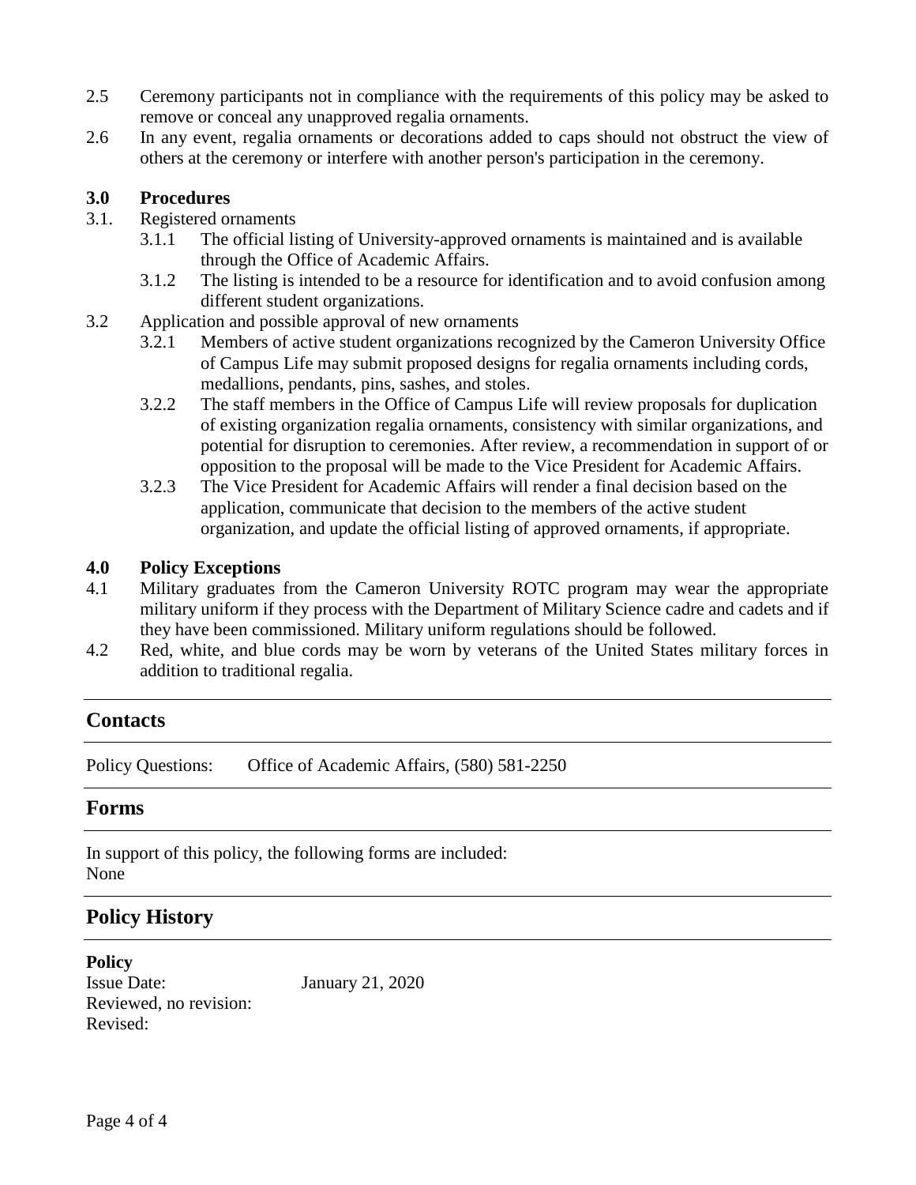2.5 Ceremony participants not in compliance with the requirements of this policy may be asked to remove or conceal any unapproved regalia ornaments.

2.6 In any event, regalia ornaments or decorations added to caps should not obstruct the view of others at the ceremony or interfere with another person's participation in the ceremony.

### 3.0 Procedures

3.1. Registered ornaments

- 3.1.1 The official listing of University-approved ornaments is maintained and is available through the Office of Academic Affairs.
- 3.1.2 The listing is intended to be a resource for identification and to avoid confusion among different student organizations.

3.2 Application and possible approval of new ornaments

- 3.2.1 Members of active student organizations recognized by the Cameron University Office of Campus Life may submit proposed designs for regalia ornaments including cords, medallions, pendants, pins, sashes, and stoles.
- 3.2.2 The staff members in the Office of Campus Life will review proposals for duplication of existing organization regalia ornaments, consistency with similar organizations, and potential for disruption to ceremonies. After review, a recommendation in support of or opposition to the proposal will be made to the Vice President for Academic Affairs.
- 3.2.3 The Vice President for Academic Affairs will render a final decision based on the application, communicate that decision to the members of the active student organization, and update the official listing of approved ornaments, if appropriate.

### 4.0 Policy Exceptions

4.1 Military graduates from the Cameron University ROTC program may wear the appropriate military uniform if they process with the Department of Military Science cadre and cadets and if they have been commissioned. Military uniform regulations should be followed.

4.2 Red, white, and blue cords may be worn by veterans of the United States military forces in addition to traditional regalia.

## Contacts

Policy Questions: Office of Academic Affairs, (580) 581-2250

## Forms

In support of this policy, the following forms are included:
None

## Policy History

**Policy**

Issue Date: January 21, 2020
Reviewed, no revision:
Revised: